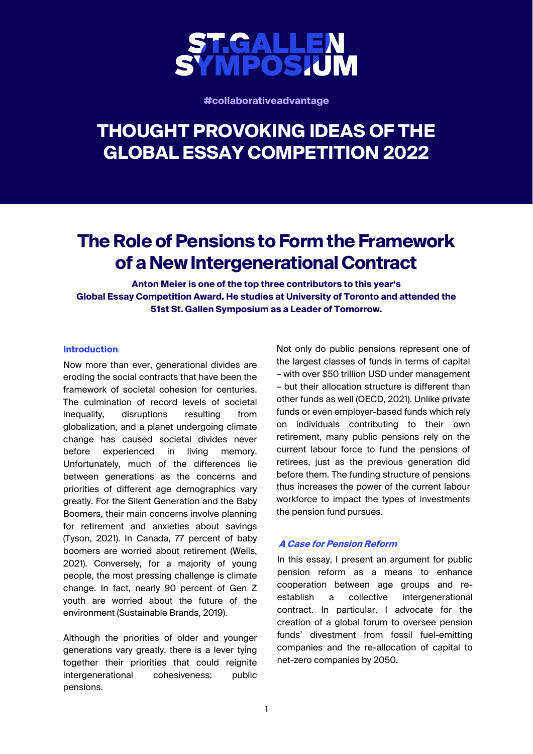ST.GALLEN SYMPOSIUM

#collaborativeadvantage

# THOUGHT PROVOKING IDEAS OF THE GLOBAL ESSAY COMPETITION 2022

## The Role of Pensions to Form the Framework of a New Intergenerational Contract

**Anton Meier is one of the top three contributors to this year's Global Essay Competition Award. He studies at University of Toronto and attended the 51st St. Gallen Symposium as a Leader of Tomorrow.**

### Introduction

Now more than ever, generational divides are eroding the social contracts that have been the framework of societal cohesion for centuries. The culmination of record levels of societal inequality, disruptions resulting from globalization, and a planet undergoing climate change has caused societal divides never before experienced in living memory. Unfortunately, much of the differences lie between generations as the concerns and priorities of different age demographics vary greatly. For the Silent Generation and the Baby Boomers, their main concerns involve planning for retirement and anxieties about savings (Tyson, 2021). In Canada, 77 percent of baby boomers are worried about retirement (Wells, 2021). Conversely, for a majority of young people, the most pressing challenge is climate change. In fact, nearly 90 percent of Gen Z youth are worried about the future of the environment (Sustainable Brands, 2019).

Although the priorities of older and younger generations vary greatly, there is a lever tying together their priorities that could reignite intergenerational cohesiveness: public pensions.

Not only do public pensions represent one of the largest classes of funds in terms of capital – with over $50 trillion USD under management – but their allocation structure is different than other funds as well (OECD, 2021). Unlike private funds or even employer-based funds which rely on individuals contributing to their own retirement, many public pensions rely on the current labour force to fund the pensions of retirees, just as the previous generation did before them. The funding structure of pensions thus increases the power of the current labour workforce to impact the types of investments the pension fund pursues.

### *A Case for Pension Reform*

In this essay, I present an argument for public pension reform as a means to enhance cooperation between age groups and re-establish a collective intergenerational contract. In particular, I advocate for the creation of a global forum to oversee pension funds' divestment from fossil fuel-emitting companies and the re-allocation of capital to net-zero companies by 2050.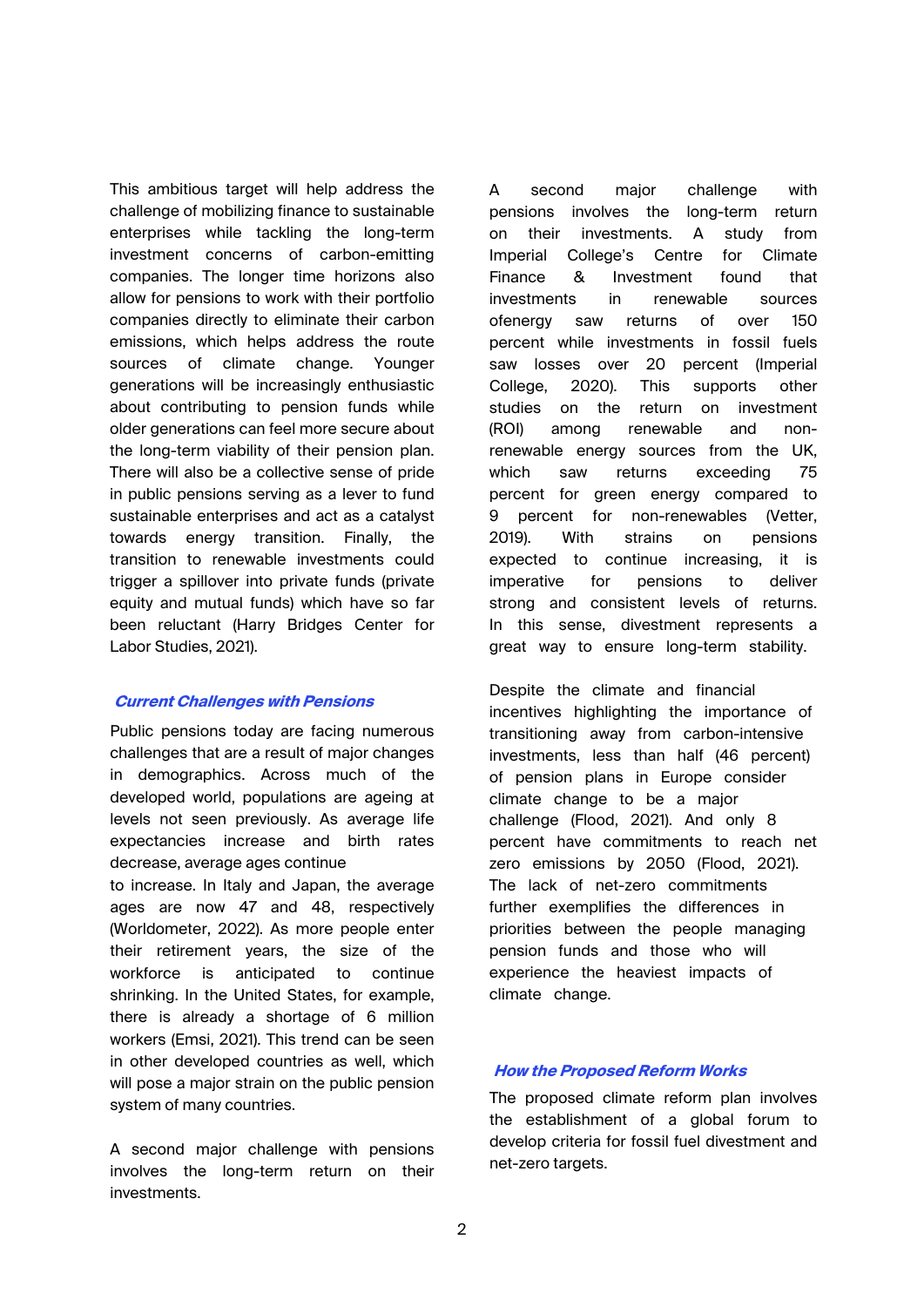This ambitious target will help address the challenge of mobilizing finance to sustainable enterprises while tackling the long-term investment concerns of carbon-emitting companies. The longer time horizons also allow for pensions to work with their portfolio companies directly to eliminate their carbon emissions, which helps address the route sources of climate change. Younger generations will be increasingly enthusiastic about contributing to pension funds while older generations can feel more secure about the long-term viability of their pension plan. There will also be a collective sense of pride in public pensions serving as a lever to fund sustainable enterprises and act as a catalyst towards energy transition. Finally, the transition to renewable investments could trigger a spillover into private funds (private equity and mutual funds) which have so far been reluctant (Harry Bridges Center for Labor Studies, 2021).

## *Current Challenges with Pensions*

Public pensions today are facing numerous challenges that are a result of major changes in demographics. Across much of the developed world, populations are ageing at levels not seen previously. As average life expectancies increase and birth rates decrease, average ages continue to increase. In Italy and Japan, the average ages are now 47 and 48, respectively (Worldometer, 2022). As more people enter their retirement years, the size of the workforce is anticipated to continue shrinking. In the United States, for example, there is already a shortage of 6 million workers (Emsi, 2021). This trend can be seen in other developed countries as well, which will pose a major strain on the public pension system of many countries.

A second major challenge with pensions involves the long-term return on their investments.

A second major challenge with pensions involves the long-term return on their investments. A study from Imperial College's Centre for Climate Finance & Investment found that investments in renewable sources ofenergy saw returns of over 150 percent while investments in fossil fuels saw losses over 20 percent (Imperial College, 2020). This supports other studies on the return on investment (ROI) among renewable and non-renewable energy sources from the UK, which saw returns exceeding 75 percent for green energy compared to 9 percent for non-renewables (Vetter, 2019). With strains on pensions expected to continue increasing, it is imperative for pensions to deliver strong and consistent levels of returns. In this sense, divestment represents a great way to ensure long-term stability.

Despite the climate and financial incentives highlighting the importance of transitioning away from carbon-intensive investments, less than half (46 percent) of pension plans in Europe consider climate change to be a major challenge (Flood, 2021). And only 8 percent have commitments to reach net zero emissions by 2050 (Flood, 2021). The lack of net-zero commitments further exemplifies the differences in priorities between the people managing pension funds and those who will experience the heaviest impacts of climate change.

## *How the Proposed Reform Works*

The proposed climate reform plan involves the establishment of a global forum to develop criteria for fossil fuel divestment and net-zero targets.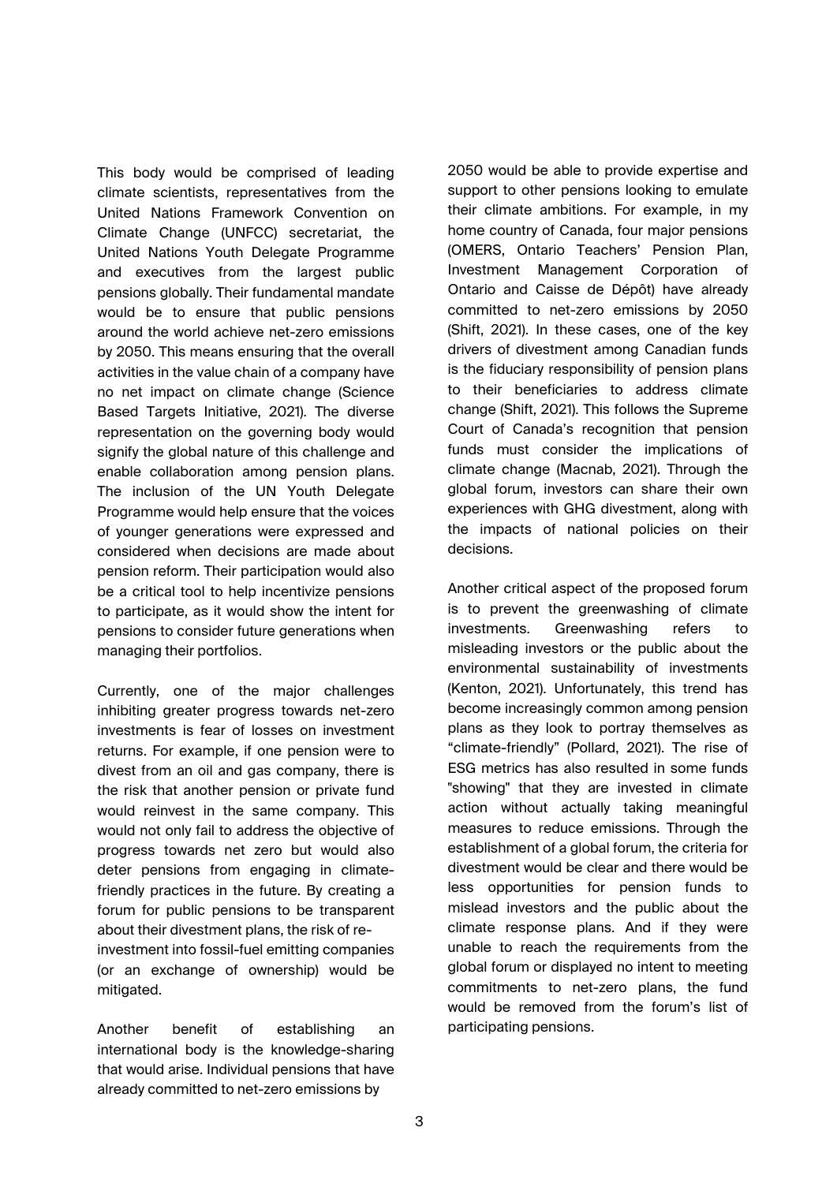This body would be comprised of leading climate scientists, representatives from the United Nations Framework Convention on Climate Change (UNFCC) secretariat, the United Nations Youth Delegate Programme and executives from the largest public pensions globally. Their fundamental mandate would be to ensure that public pensions around the world achieve net-zero emissions by 2050. This means ensuring that the overall activities in the value chain of a company have no net impact on climate change (Science Based Targets Initiative, 2021). The diverse representation on the governing body would signify the global nature of this challenge and enable collaboration among pension plans. The inclusion of the UN Youth Delegate Programme would help ensure that the voices of younger generations were expressed and considered when decisions are made about pension reform. Their participation would also be a critical tool to help incentivize pensions to participate, as it would show the intent for pensions to consider future generations when managing their portfolios.

Currently, one of the major challenges inhibiting greater progress towards net-zero investments is fear of losses on investment returns. For example, if one pension were to divest from an oil and gas company, there is the risk that another pension or private fund would reinvest in the same company. This would not only fail to address the objective of progress towards net zero but would also deter pensions from engaging in climate-friendly practices in the future. By creating a forum for public pensions to be transparent about their divestment plans, the risk of re-investment into fossil-fuel emitting companies (or an exchange of ownership) would be mitigated.

Another benefit of establishing an international body is the knowledge-sharing that would arise. Individual pensions that have already committed to net-zero emissions by 2050 would be able to provide expertise and support to other pensions looking to emulate their climate ambitions. For example, in my home country of Canada, four major pensions (OMERS, Ontario Teachers' Pension Plan, Investment Management Corporation of Ontario and Caisse de Dépôt) have already committed to net-zero emissions by 2050 (Shift, 2021). In these cases, one of the key drivers of divestment among Canadian funds is the fiduciary responsibility of pension plans to their beneficiaries to address climate change (Shift, 2021). This follows the Supreme Court of Canada's recognition that pension funds must consider the implications of climate change (Macnab, 2021). Through the global forum, investors can share their own experiences with GHG divestment, along with the impacts of national policies on their decisions.

Another critical aspect of the proposed forum is to prevent the greenwashing of climate investments. Greenwashing refers to misleading investors or the public about the environmental sustainability of investments (Kenton, 2021). Unfortunately, this trend has become increasingly common among pension plans as they look to portray themselves as "climate-friendly" (Pollard, 2021). The rise of ESG metrics has also resulted in some funds "showing" that they are invested in climate action without actually taking meaningful measures to reduce emissions. Through the establishment of a global forum, the criteria for divestment would be clear and there would be less opportunities for pension funds to mislead investors and the public about the climate response plans. And if they were unable to reach the requirements from the global forum or displayed no intent to meeting commitments to net-zero plans, the fund would be removed from the forum's list of participating pensions.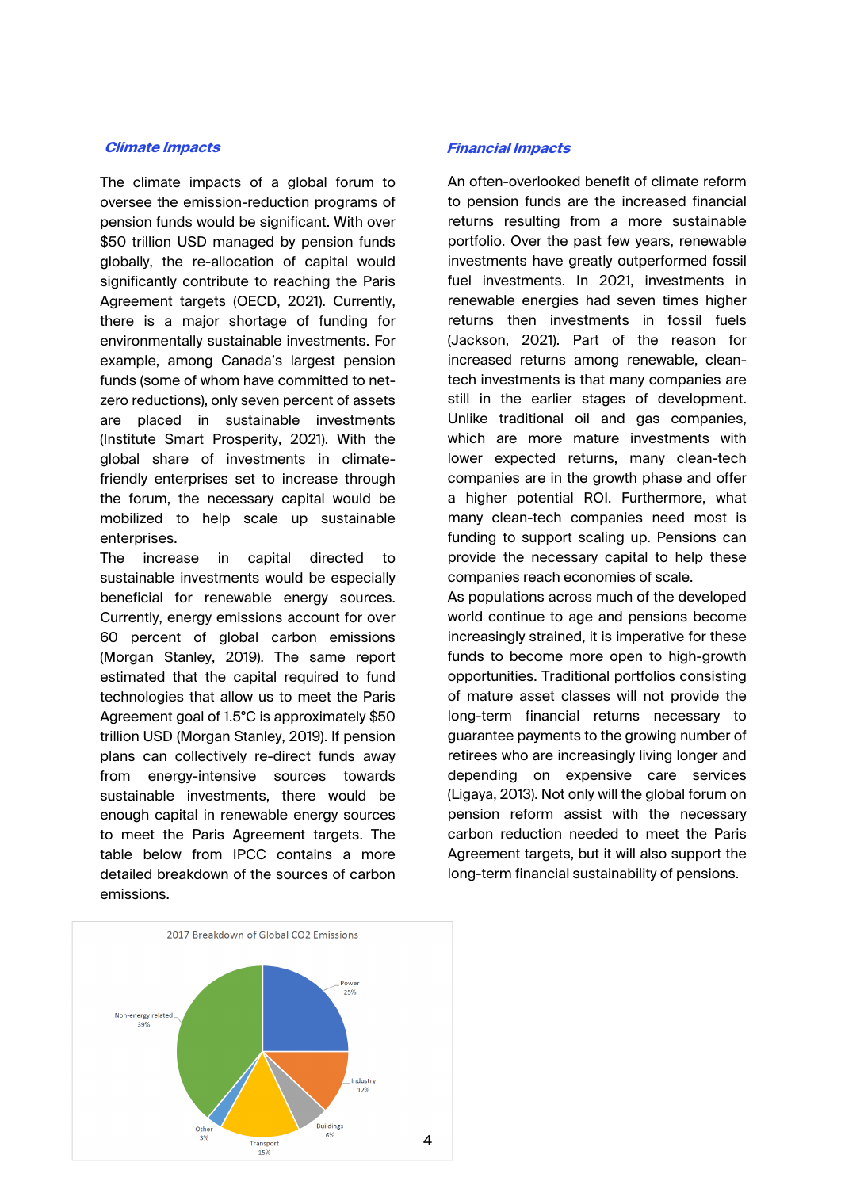### *Climate Impacts*

The climate impacts of a global forum to oversee the emission-reduction programs of pension funds would be significant. With over $50 trillion USD managed by pension funds globally, the re-allocation of capital would significantly contribute to reaching the Paris Agreement targets (OECD, 2021). Currently, there is a major shortage of funding for environmentally sustainable investments. For example, among Canada's largest pension funds (some of whom have committed to net-zero reductions), only seven percent of assets are placed in sustainable investments (Institute Smart Prosperity, 2021). With the global share of investments in climate-friendly enterprises set to increase through the forum, the necessary capital would be mobilized to help scale up sustainable enterprises.

The increase in capital directed to sustainable investments would be especially beneficial for renewable energy sources. Currently, energy emissions account for over 60 percent of global carbon emissions (Morgan Stanley, 2019). The same report estimated that the capital required to fund technologies that allow us to meet the Paris Agreement goal of 1.5°C is approximately $50 trillion USD (Morgan Stanley, 2019). If pension plans can collectively re-direct funds away from energy-intensive sources towards sustainable investments, there would be enough capital in renewable energy sources to meet the Paris Agreement targets. The table below from IPCC contains a more detailed breakdown of the sources of carbon emissions.

2017 Breakdown of Global CO2 Emissions

| Source | Share |
|---|---|
| Power | 25% |
| Industry | 12% |
| Buildings | 6% |
| Transport | 15% |
| Other | 3% |
| Non-energy related | 39% |

### *Financial Impacts*

An often-overlooked benefit of climate reform to pension funds are the increased financial returns resulting from a more sustainable portfolio. Over the past few years, renewable investments have greatly outperformed fossil fuel investments. In 2021, investments in renewable energies had seven times higher returns then investments in fossil fuels (Jackson, 2021). Part of the reason for increased returns among renewable, clean-tech investments is that many companies are still in the earlier stages of development. Unlike traditional oil and gas companies, which are more mature investments with lower expected returns, many clean-tech companies are in the growth phase and offer a higher potential ROI. Furthermore, what many clean-tech companies need most is funding to support scaling up. Pensions can provide the necessary capital to help these companies reach economies of scale.

As populations across much of the developed world continue to age and pensions become increasingly strained, it is imperative for these funds to become more open to high-growth opportunities. Traditional portfolios consisting of mature asset classes will not provide the long-term financial returns necessary to guarantee payments to the growing number of retirees who are increasingly living longer and depending on expensive care services (Ligaya, 2013). Not only will the global forum on pension reform assist with the necessary carbon reduction needed to meet the Paris Agreement targets, but it will also support the long-term financial sustainability of pensions.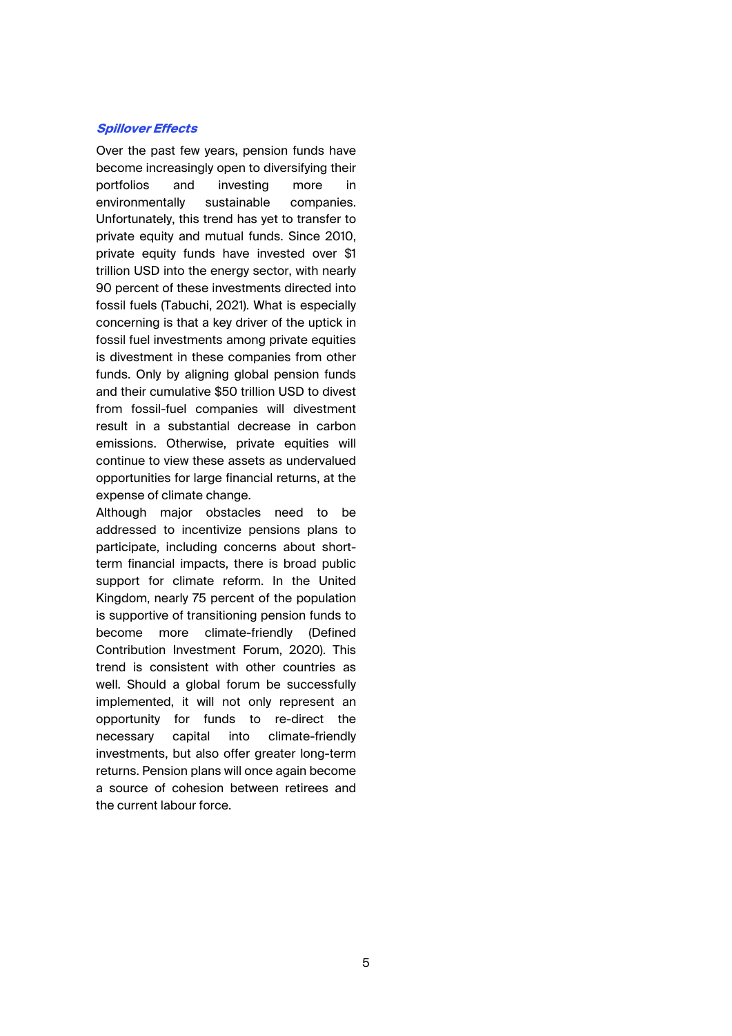### *Spillover Effects*

Over the past few years, pension funds have become increasingly open to diversifying their portfolios and investing more in environmentally sustainable companies. Unfortunately, this trend has yet to transfer to private equity and mutual funds. Since 2010, private equity funds have invested over $1 trillion USD into the energy sector, with nearly 90 percent of these investments directed into fossil fuels (Tabuchi, 2021). What is especially concerning is that a key driver of the uptick in fossil fuel investments among private equities is divestment in these companies from other funds. Only by aligning global pension funds and their cumulative $50 trillion USD to divest from fossil-fuel companies will divestment result in a substantial decrease in carbon emissions. Otherwise, private equities will continue to view these assets as undervalued opportunities for large financial returns, at the expense of climate change.

Although major obstacles need to be addressed to incentivize pensions plans to participate, including concerns about short-term financial impacts, there is broad public support for climate reform. In the United Kingdom, nearly 75 percent of the population is supportive of transitioning pension funds to become more climate-friendly (Defined Contribution Investment Forum, 2020). This trend is consistent with other countries as well. Should a global forum be successfully implemented, it will not only represent an opportunity for funds to re-direct the necessary capital into climate-friendly investments, but also offer greater long-term returns. Pension plans will once again become a source of cohesion between retirees and the current labour force.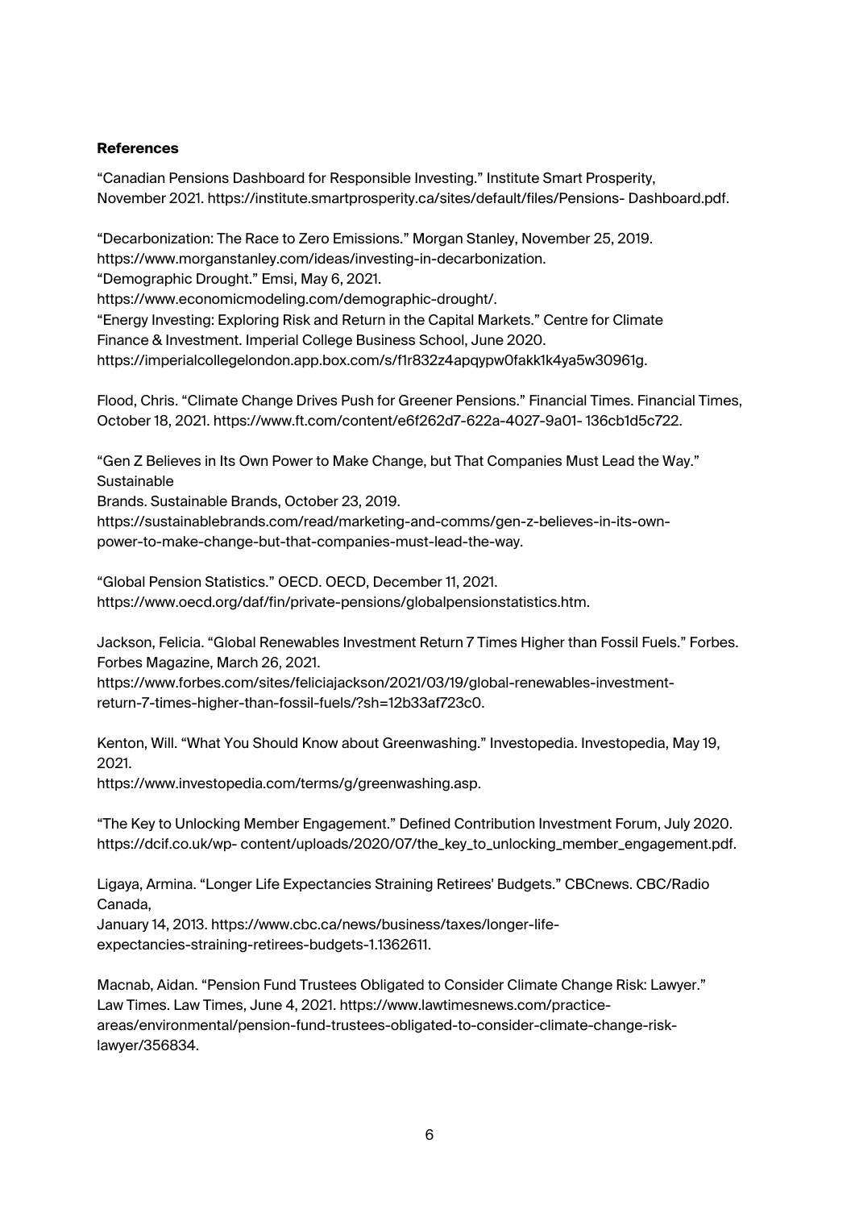**References**

"Canadian Pensions Dashboard for Responsible Investing." Institute Smart Prosperity, November 2021. https://institute.smartprosperity.ca/sites/default/files/Pensions- Dashboard.pdf.

"Decarbonization: The Race to Zero Emissions." Morgan Stanley, November 25, 2019. https://www.morganstanley.com/ideas/investing-in-decarbonization.
"Demographic Drought." Emsi, May 6, 2021.
https://www.economicmodeling.com/demographic-drought/.
"Energy Investing: Exploring Risk and Return in the Capital Markets." Centre for Climate Finance & Investment. Imperial College Business School, June 2020.
https://imperialcollegelondon.app.box.com/s/f1r832z4apqypw0fakk1k4ya5w30961g.

Flood, Chris. "Climate Change Drives Push for Greener Pensions." Financial Times. Financial Times, October 18, 2021. https://www.ft.com/content/e6f262d7-622a-4027-9a01- 136cb1d5c722.

"Gen Z Believes in Its Own Power to Make Change, but That Companies Must Lead the Way." Sustainable
Brands. Sustainable Brands, October 23, 2019.
https://sustainablebrands.com/read/marketing-and-comms/gen-z-believes-in-its-own-power-to-make-change-but-that-companies-must-lead-the-way.

"Global Pension Statistics." OECD. OECD, December 11, 2021.
https://www.oecd.org/daf/fin/private-pensions/globalpensionstatistics.htm.

Jackson, Felicia. "Global Renewables Investment Return 7 Times Higher than Fossil Fuels." Forbes. Forbes Magazine, March 26, 2021.
https://www.forbes.com/sites/feliciajackson/2021/03/19/global-renewables-investment-return-7-times-higher-than-fossil-fuels/?sh=12b33af723c0.

Kenton, Will. "What You Should Know about Greenwashing." Investopedia. Investopedia, May 19, 2021.
https://www.investopedia.com/terms/g/greenwashing.asp.

"The Key to Unlocking Member Engagement." Defined Contribution Investment Forum, July 2020. https://dcif.co.uk/wp- content/uploads/2020/07/the_key_to_unlocking_member_engagement.pdf.

Ligaya, Armina. "Longer Life Expectancies Straining Retirees' Budgets." CBCnews. CBC/Radio Canada,
January 14, 2013. https://www.cbc.ca/news/business/taxes/longer-life-expectancies-straining-retirees-budgets-1.1362611.

Macnab, Aidan. "Pension Fund Trustees Obligated to Consider Climate Change Risk: Lawyer." Law Times. Law Times, June 4, 2021. https://www.lawtimesnews.com/practice-areas/environmental/pension-fund-trustees-obligated-to-consider-climate-change-risk-lawyer/356834.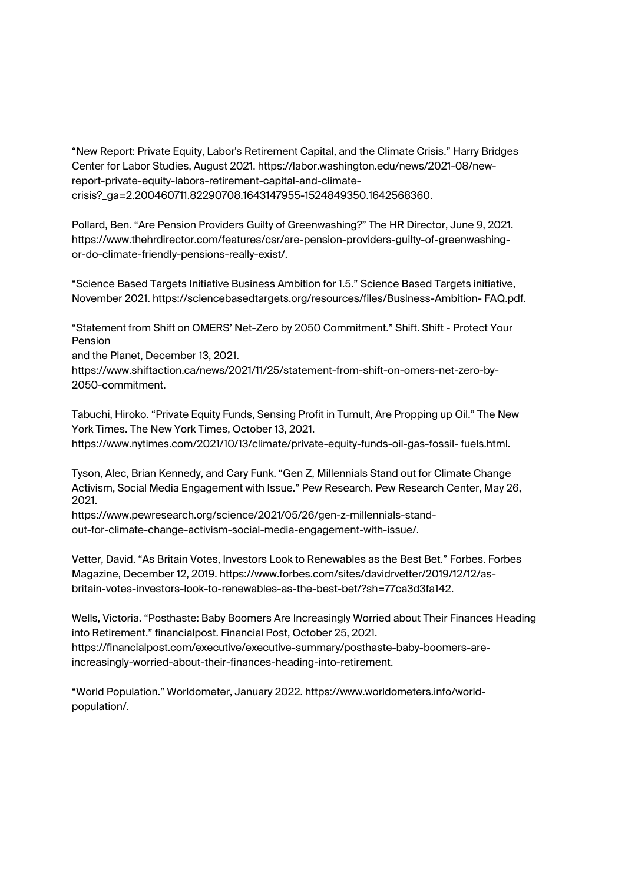"New Report: Private Equity, Labor's Retirement Capital, and the Climate Crisis." Harry Bridges Center for Labor Studies, August 2021. https://labor.washington.edu/news/2021-08/new-report-private-equity-labors-retirement-capital-and-climate-crisis?_ga=2.200460711.82290708.1643147955-1524849350.1642568360.

Pollard, Ben. "Are Pension Providers Guilty of Greenwashing?" The HR Director, June 9, 2021. https://www.thehrdirector.com/features/csr/are-pension-providers-guilty-of-greenwashing-or-do-climate-friendly-pensions-really-exist/.

"Science Based Targets Initiative Business Ambition for 1.5." Science Based Targets initiative, November 2021. https://sciencebasedtargets.org/resources/files/Business-Ambition- FAQ.pdf.

"Statement from Shift on OMERS' Net-Zero by 2050 Commitment." Shift. Shift - Protect Your Pension
and the Planet, December 13, 2021.
https://www.shiftaction.ca/news/2021/11/25/statement-from-shift-on-omers-net-zero-by-2050-commitment.

Tabuchi, Hiroko. "Private Equity Funds, Sensing Profit in Tumult, Are Propping up Oil." The New York Times. The New York Times, October 13, 2021.
https://www.nytimes.com/2021/10/13/climate/private-equity-funds-oil-gas-fossil- fuels.html.

Tyson, Alec, Brian Kennedy, and Cary Funk. "Gen Z, Millennials Stand out for Climate Change Activism, Social Media Engagement with Issue." Pew Research. Pew Research Center, May 26, 2021.
https://www.pewresearch.org/science/2021/05/26/gen-z-millennials-stand-out-for-climate-change-activism-social-media-engagement-with-issue/.

Vetter, David. "As Britain Votes, Investors Look to Renewables as the Best Bet." Forbes. Forbes Magazine, December 12, 2019. https://www.forbes.com/sites/davidrvetter/2019/12/12/as-britain-votes-investors-look-to-renewables-as-the-best-bet/?sh=77ca3d3fa142.

Wells, Victoria. "Posthaste: Baby Boomers Are Increasingly Worried about Their Finances Heading into Retirement." financialpost. Financial Post, October 25, 2021.
https://financialpost.com/executive/executive-summary/posthaste-baby-boomers-are-increasingly-worried-about-their-finances-heading-into-retirement.

"World Population." Worldometer, January 2022. https://www.worldometers.info/world-population/.